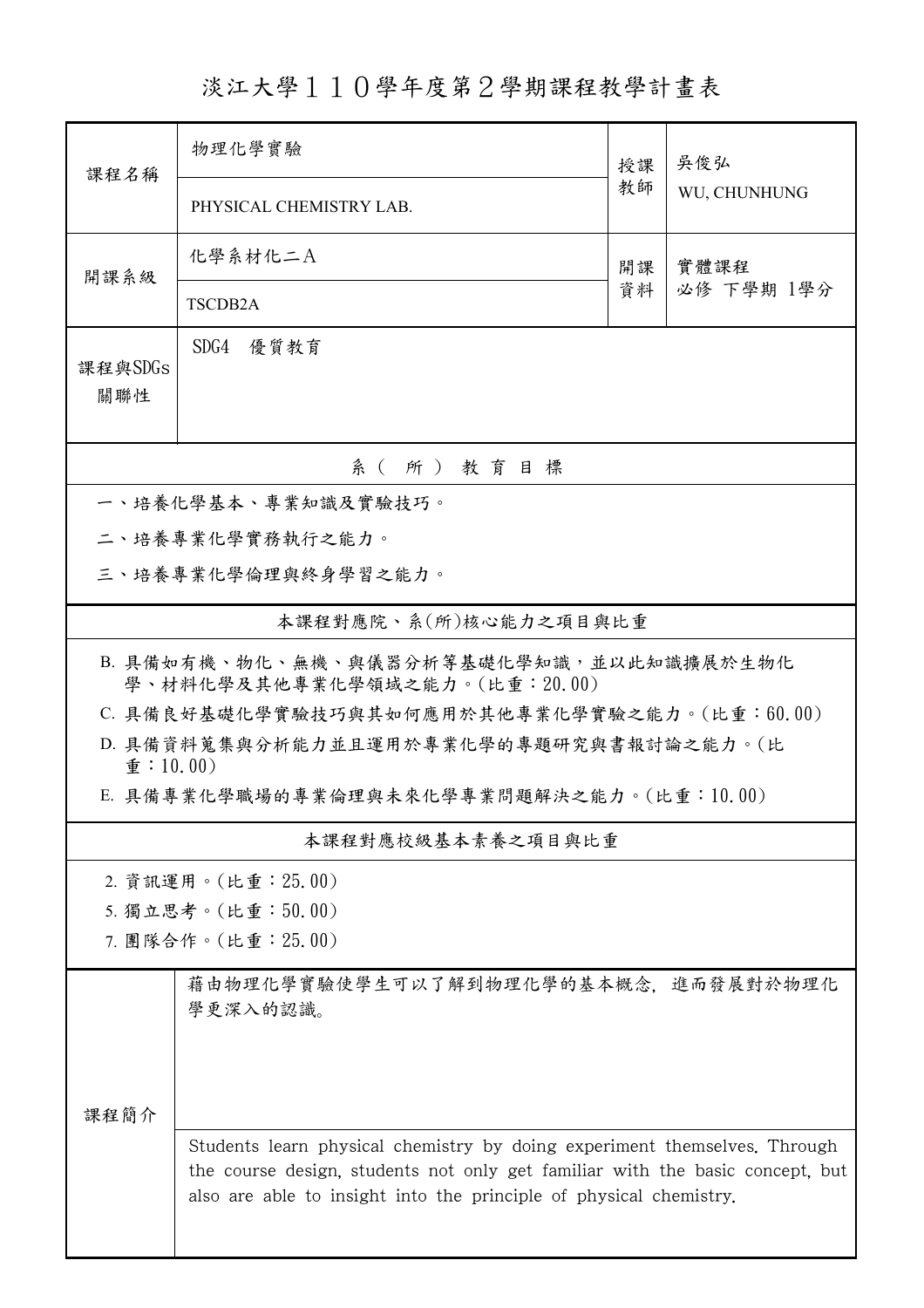# 淡江大學１１０學年度第２學期課程教學計畫表

| 課程名稱 | 物理化學實驗 | 授課教師 | 吳俊弘 |
|---|---|---|---|
| | PHYSICAL CHEMISTRY LAB. | | WU, CHUNHUNG |
| 開課系級 | 化學系材化二A | 開課資料 | 實體課程<br>必修 下學期 1學分 |
| | TSCDB2A | | |
| 課程與SDGs關聯性 | SDG4 優質教育 | | |

## 系（所）教育目標

一、培養化學基本、專業知識及實驗技巧。

二、培養專業化學實務執行之能力。

三、培養專業化學倫理與終身學習之能力。

## 本課程對應院、系(所)核心能力之項目與比重

B. 具備如有機、物化、無機、與儀器分析等基礎化學知識，並以此知識擴展於生物化學、材料化學及其他專業化學領域之能力。(比重：20.00)

C. 具備良好基礎化學實驗技巧與其如何應用於其他專業化學實驗之能力。(比重：60.00)

D. 具備資料蒐集與分析能力並且運用於專業化學的專題研究與書報討論之能力。(比重：10.00)

E. 具備專業化學職場的專業倫理與未來化學專業問題解決之能力。(比重：10.00)

## 本課程對應校級基本素養之項目與比重

2. 資訊運用。(比重：25.00)

5. 獨立思考。(比重：50.00)

7. 團隊合作。(比重：25.00)

## 課程簡介

藉由物理化學實驗使學生可以了解到物理化學的基本概念，進而發展對於物理化學更深入的認識。

Students learn physical chemistry by doing experiment themselves. Through the course design, students not only get familiar with the basic concept, but also are able to insight into the principle of physical chemistry.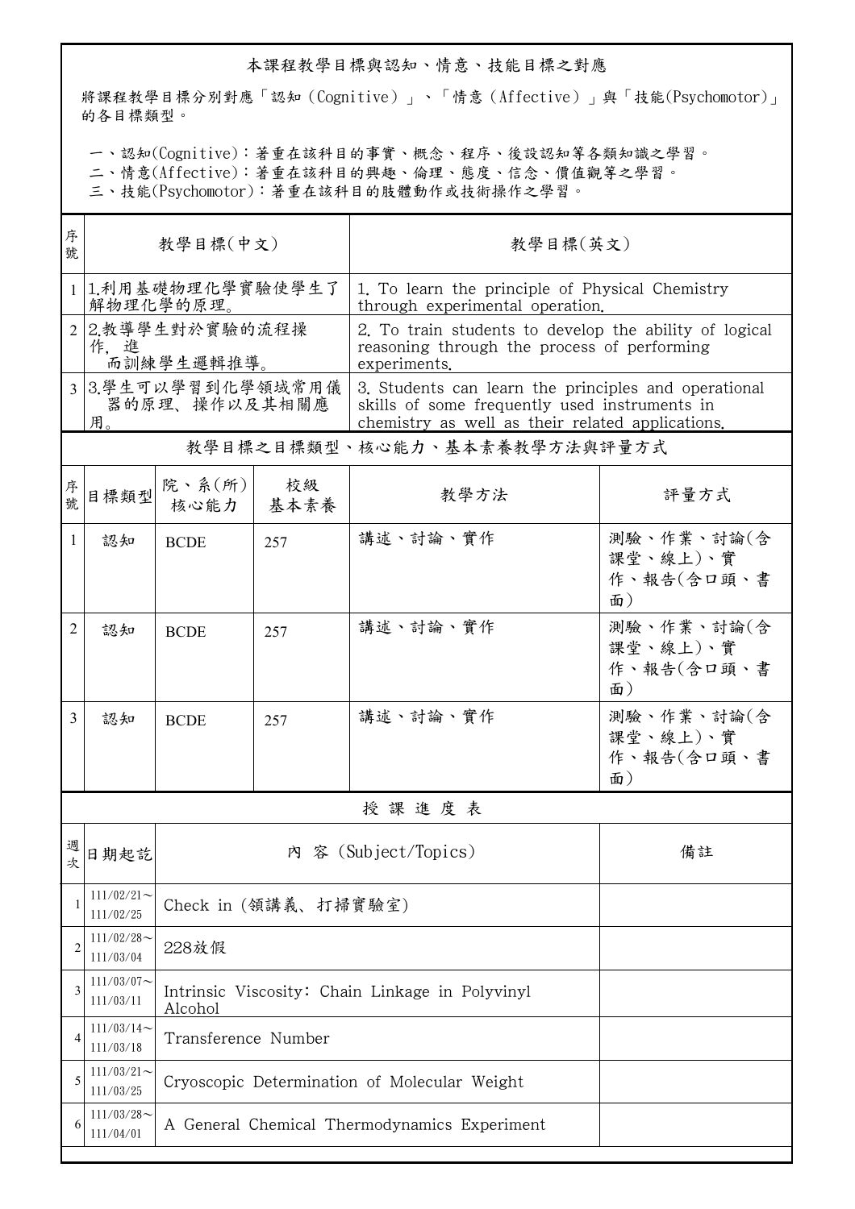本課程教學目標與認知、情意、技能目標之對應

將課程教學目標分別對應「認知（Cognitive）」、「情意（Affective）」與「技能(Psychomotor)」的各目標類型。

一、認知(Cognitive)：著重在該科目的事實、概念、程序、後設認知等各類知識之學習。
二、情意(Affective)：著重在該科目的興趣、倫理、態度、信念、價值觀等之學習。
三、技能(Psychomotor)：著重在該科目的肢體動作或技術操作之學習。

| 序號 | 教學目標(中文) | 教學目標(英文) |
|---|---|---|
| 1 | 1.利用基礎物理化學實驗使學生了解物理化學的原理。 | 1. To learn the principle of Physical Chemistry through experimental operation. |
| 2 | 2.教導學生對於實驗的流程操作，進而訓練學生邏輯推導。 | 2. To train students to develop the ability of logical reasoning through the process of performing experiments. |
| 3 | 3.學生可以學習到化學領域常用儀器的原理、操作以及其相關應用。 | 3. Students can learn the principles and operational skills of some frequently used instruments in chemistry as well as their related applications. |

教學目標之目標類型、核心能力、基本素養教學方法與評量方式

| 序號 | 目標類型 | 院、系(所)核心能力 | 校級基本素養 | 教學方法 | 評量方式 |
|---|---|---|---|---|---|
| 1 | 認知 | BCDE | 257 | 講述、討論、實作 | 測驗、作業、討論(含課堂、線上)、實作、報告(含口頭、書面) |
| 2 | 認知 | BCDE | 257 | 講述、討論、實作 | 測驗、作業、討論(含課堂、線上)、實作、報告(含口頭、書面) |
| 3 | 認知 | BCDE | 257 | 講述、討論、實作 | 測驗、作業、討論(含課堂、線上)、實作、報告(含口頭、書面) |

授課進度表

| 週次 | 日期起訖 | 內容 (Subject/Topics) | 備註 |
|---|---|---|---|
| 1 | 111/02/21～111/02/25 | Check in (領講義、打掃實驗室) | |
| 2 | 111/02/28～111/03/04 | 228放假 | |
| 3 | 111/03/07～111/03/11 | Intrinsic Viscosity: Chain Linkage in Polyvinyl Alcohol | |
| 4 | 111/03/14～111/03/18 | Transference Number | |
| 5 | 111/03/21～111/03/25 | Cryoscopic Determination of Molecular Weight | |
| 6 | 111/03/28～111/04/01 | A General Chemical Thermodynamics Experiment | |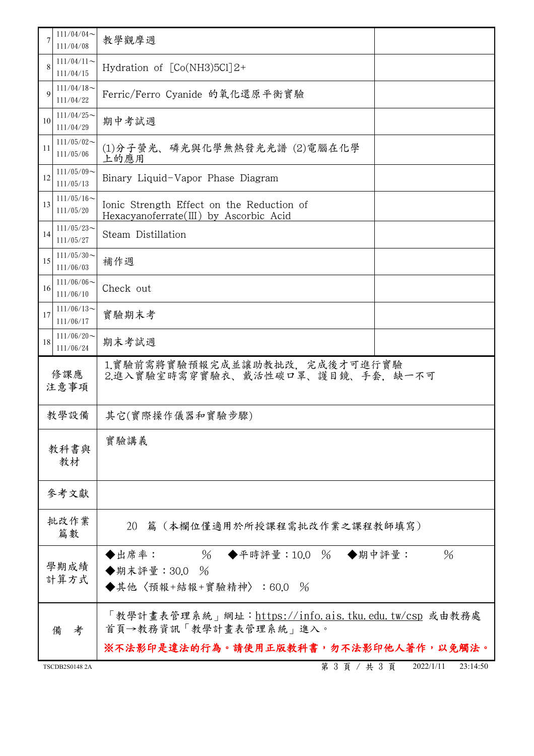| | | | |
|---|---|---|---|
| 7 | 111/04/04～<br>111/04/08 | 教學觀摩週 | |
| 8 | 111/04/11～<br>111/04/15 | Hydration of [Co(NH3)5Cl]2+ | |
| 9 | 111/04/18～<br>111/04/22 | Ferric/Ferro Cyanide 的氧化還原平衡實驗 | |
| 10 | 111/04/25～<br>111/04/29 | 期中考試週 | |
| 11 | 111/05/02～<br>111/05/06 | (1)分子螢光、磷光與化學無熱發光光譜 (2)電腦在化學上的應用 | |
| 12 | 111/05/09～<br>111/05/13 | Binary Liquid-Vapor Phase Diagram | |
| 13 | 111/05/16～<br>111/05/20 | Ionic Strength Effect on the Reduction of Hexacyanoferrate(Ⅲ) by Ascorbic Acid | |
| 14 | 111/05/23～<br>111/05/27 | Steam Distillation | |
| 15 | 111/05/30～<br>111/06/03 | 補作週 | |
| 16 | 111/06/06～<br>111/06/10 | Check out | |
| 17 | 111/06/13～<br>111/06/17 | 實驗期末考 | |
| 18 | 111/06/20～<br>111/06/24 | 期末考試週 | |

| | |
|---|---|
| 修課應注意事項 | 1.實驗前需將實驗預報完成並讓助教批改，完成後才可進行實驗<br>2.進入實驗室時需穿實驗衣、戴活性碳口罩、護目鏡、手套，缺一不可 |
| 教學設備 | 其它(實際操作儀器和實驗步驟) |
| 教科書與教材 | 實驗講義 |
| 參考文獻 | |
| 批改作業篇數 | 20 篇（本欄位僅適用於所授課程需批改作業之課程教師填寫） |
| 學期成績計算方式 | ◆出席率： ％ ◆平時評量：10.0 ％ ◆期中評量： ％<br>◆期末評量：30.0 ％<br>◆其他〈預報+結報+實驗精神〉：60.0 ％ |
| 備　考 | 「教學計畫表管理系統」網址：https://info.ais.tku.edu.tw/csp 或由教務處首頁→教務資訊「教學計畫表管理系統」進入。<br>**※不法影印是違法的行為。請使用正版教科書，勿不法影印他人著作，以免觸法。** |

TSCDB2S0148 2A　　2022/1/11　23:14:50